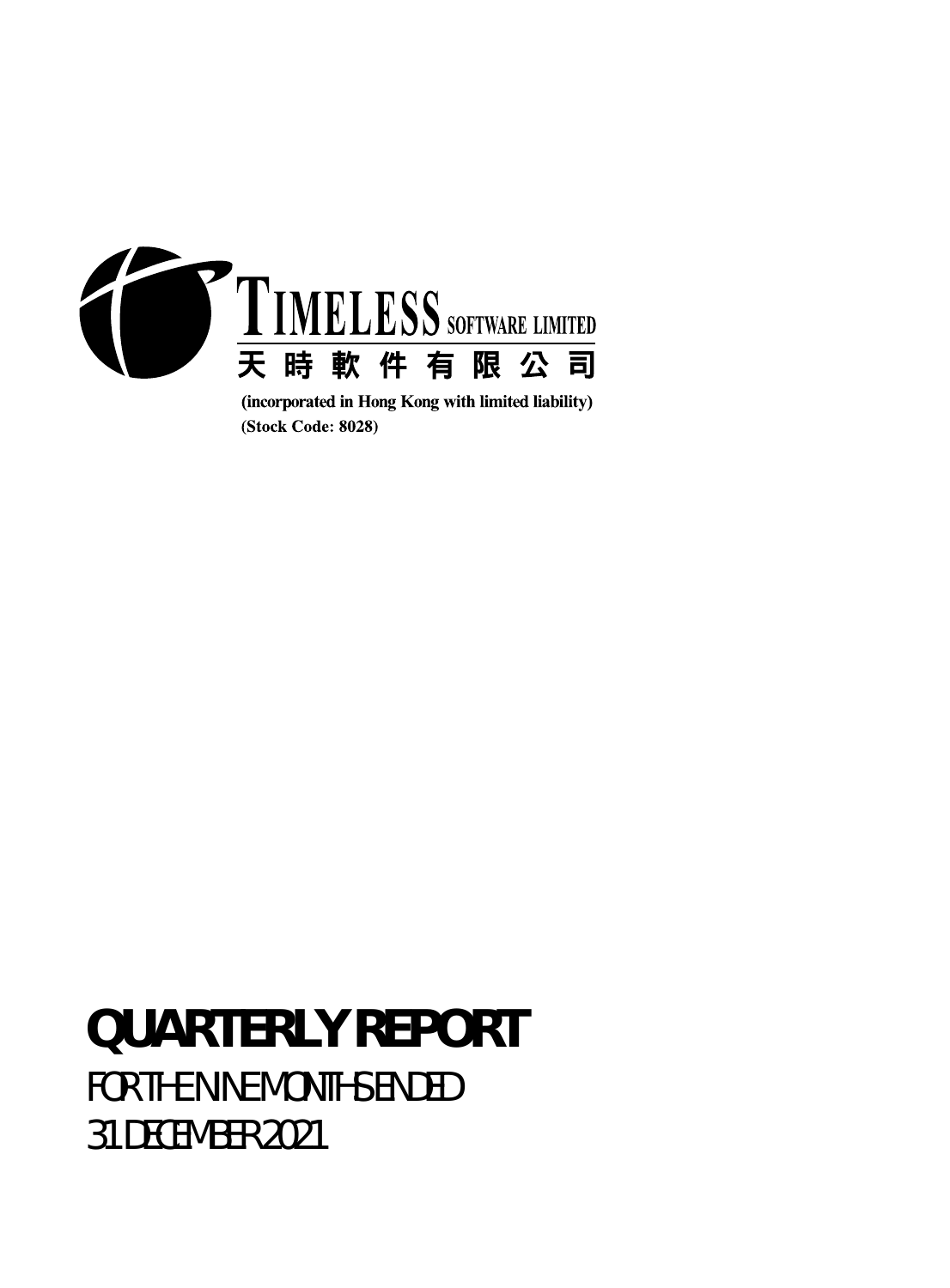TIMELESS SOFTWARE LIMITED

天時軟件有限公司

**(incorporated in Hong Kong with limited liability)**

**(Stock Code: 8028)**

# QUARTERLY REPORT

FOR THE NINE MONTHS ENDED

31 DECEMBER 2021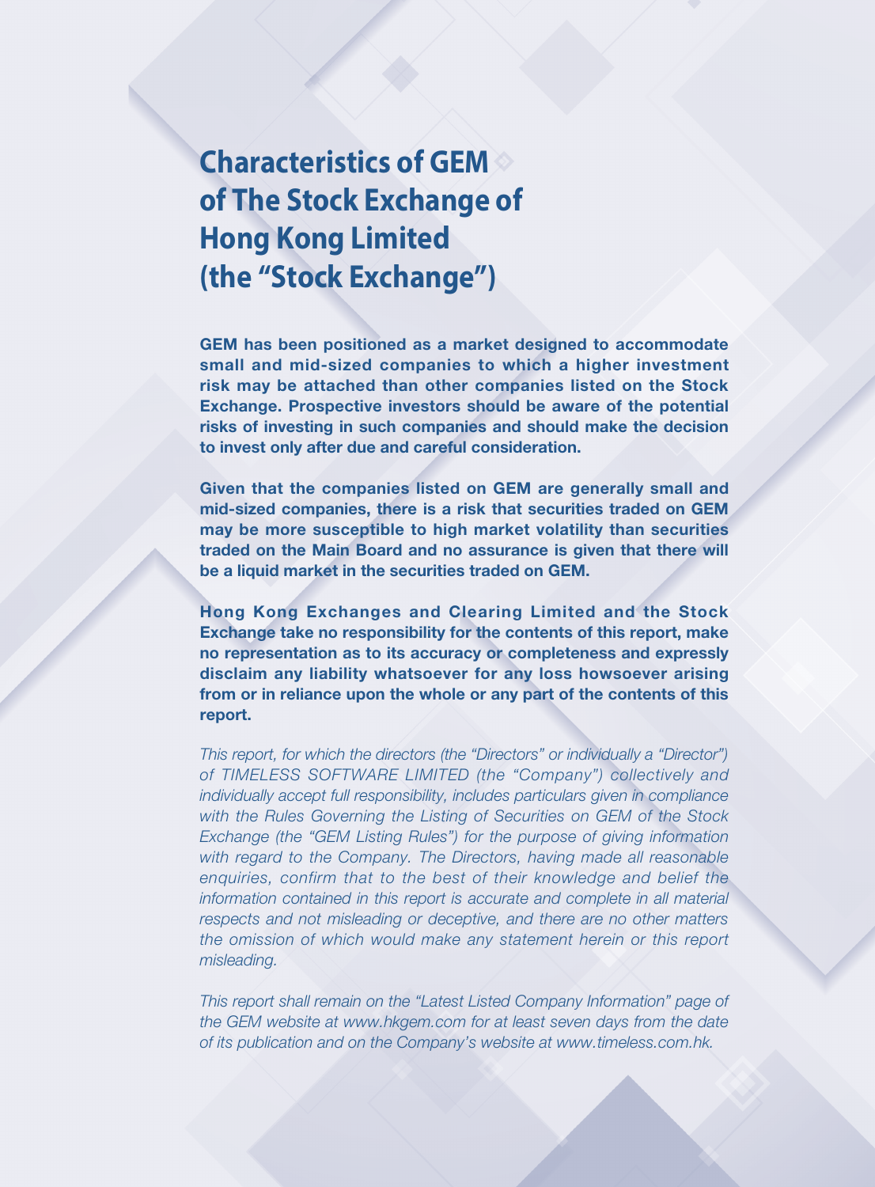# Characteristics of GEM of The Stock Exchange of Hong Kong Limited (the "Stock Exchange")

**GEM has been positioned as a market designed to accommodate small and mid-sized companies to which a higher investment risk may be attached than other companies listed on the Stock Exchange. Prospective investors should be aware of the potential risks of investing in such companies and should make the decision to invest only after due and careful consideration.**

**Given that the companies listed on GEM are generally small and mid-sized companies, there is a risk that securities traded on GEM may be more susceptible to high market volatility than securities traded on the Main Board and no assurance is given that there will be a liquid market in the securities traded on GEM.**

**Hong Kong Exchanges and Clearing Limited and the Stock Exchange take no responsibility for the contents of this report, make no representation as to its accuracy or completeness and expressly disclaim any liability whatsoever for any loss howsoever arising from or in reliance upon the whole or any part of the contents of this report.**

*This report, for which the directors (the "Directors" or individually a "Director") of TIMELESS SOFTWARE LIMITED (the "Company") collectively and individually accept full responsibility, includes particulars given in compliance with the Rules Governing the Listing of Securities on GEM of the Stock Exchange (the "GEM Listing Rules") for the purpose of giving information with regard to the Company. The Directors, having made all reasonable enquiries, confirm that to the best of their knowledge and belief the information contained in this report is accurate and complete in all material respects and not misleading or deceptive, and there are no other matters the omission of which would make any statement herein or this report misleading.*

*This report shall remain on the "Latest Listed Company Information" page of the GEM website at www.hkgem.com for at least seven days from the date of its publication and on the Company's website at www.timeless.com.hk.*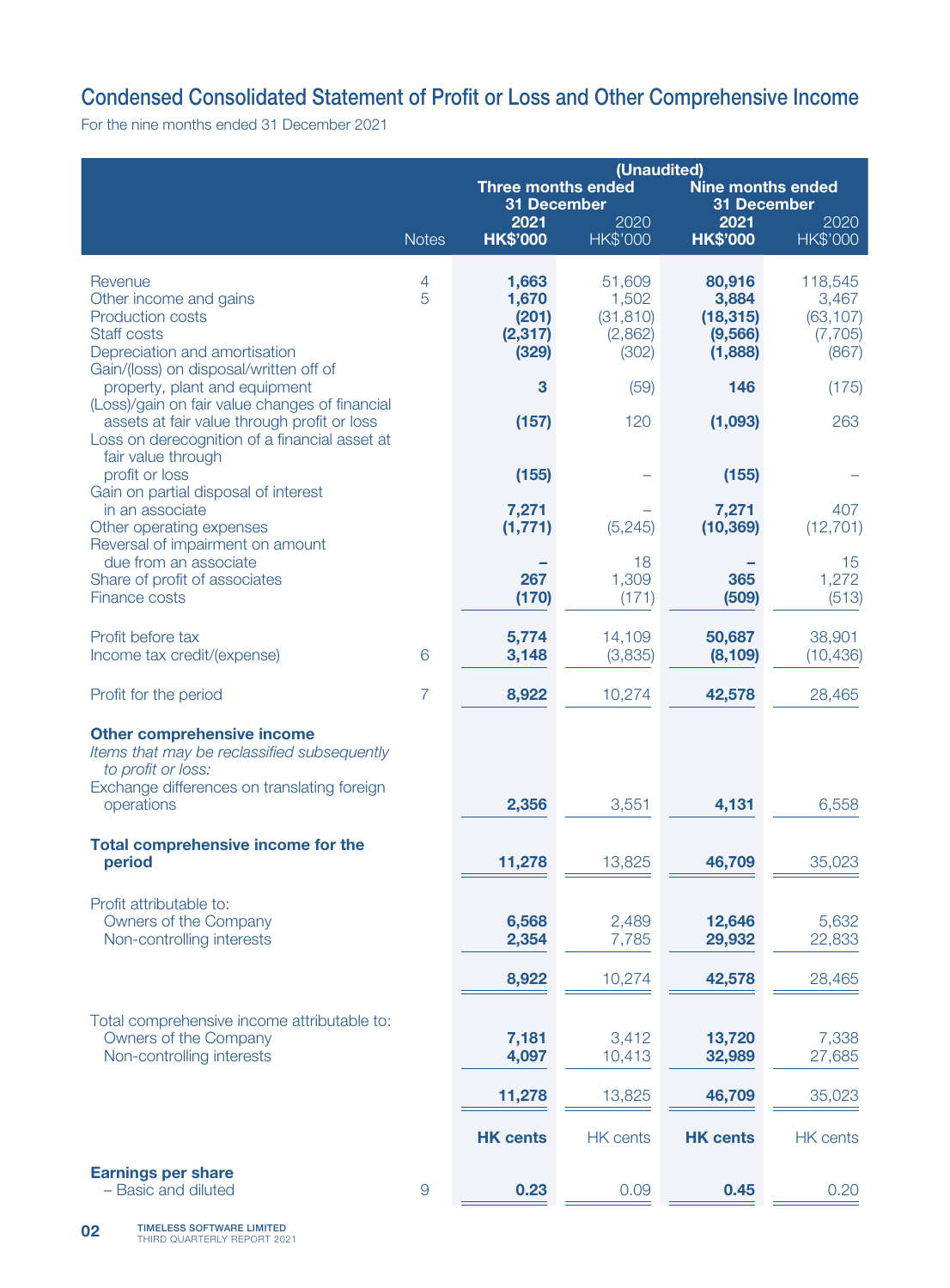# Condensed Consolidated Statement of Profit or Loss and Other Comprehensive Income

For the nine months ended 31 December 2021

| | Notes | (Unaudited) Three months ended 31 December 2021 HK$'000 | Three months ended 31 December 2020 HK$'000 | Nine months ended 31 December 2021 HK$'000 | Nine months ended 31 December 2020 HK$'000 |
|---|---|---|---|---|---|
| Revenue | 4 | **1,663** | 51,609 | **80,916** | 118,545 |
| Other income and gains | 5 | **1,670** | 1,502 | **3,884** | 3,467 |
| Production costs | | **(201)** | (31,810) | **(18,315)** | (63,107) |
| Staff costs | | **(2,317)** | (2,862) | **(9,566)** | (7,705) |
| Depreciation and amortisation | | **(329)** | (302) | **(1,888)** | (867) |
| Gain/(loss) on disposal/written off of property, plant and equipment | | **3** | (59) | **146** | (175) |
| (Loss)/gain on fair value changes of financial assets at fair value through profit or loss | | **(157)** | 120 | **(1,093)** | 263 |
| Loss on derecognition of a financial asset at fair value through profit or loss | | **(155)** | – | **(155)** | – |
| Gain on partial disposal of interest in an associate | | **7,271** | – | **7,271** | 407 |
| Other operating expenses | | **(1,771)** | (5,245) | **(10,369)** | (12,701) |
| Reversal of impairment on amount due from an associate | | **–** | 18 | **–** | 15 |
| Share of profit of associates | | **267** | 1,309 | **365** | 1,272 |
| Finance costs | | **(170)** | (171) | **(509)** | (513) |
| Profit before tax | | **5,774** | 14,109 | **50,687** | 38,901 |
| Income tax credit/(expense) | 6 | **3,148** | (3,835) | **(8,109)** | (10,436) |
| Profit for the period | 7 | **8,922** | 10,274 | **42,578** | 28,465 |
| **Other comprehensive income** | | | | | |
| *Items that may be reclassified subsequently to profit or loss:* | | | | | |
| Exchange differences on translating foreign operations | | **2,356** | 3,551 | **4,131** | 6,558 |
| **Total comprehensive income for the period** | | **11,278** | 13,825 | **46,709** | 35,023 |
| Profit attributable to: | | | | | |
| Owners of the Company | | **6,568** | 2,489 | **12,646** | 5,632 |
| Non-controlling interests | | **2,354** | 7,785 | **29,932** | 22,833 |
| | | **8,922** | 10,274 | **42,578** | 28,465 |
| Total comprehensive income attributable to: | | | | | |
| Owners of the Company | | **7,181** | 3,412 | **13,720** | 7,338 |
| Non-controlling interests | | **4,097** | 10,413 | **32,989** | 27,685 |
| | | **11,278** | 13,825 | **46,709** | 35,023 |
| | | **HK cents** | HK cents | **HK cents** | HK cents |
| **Earnings per share** | | | | | |
| – Basic and diluted | 9 | **0.23** | 0.09 | **0.45** | 0.20 |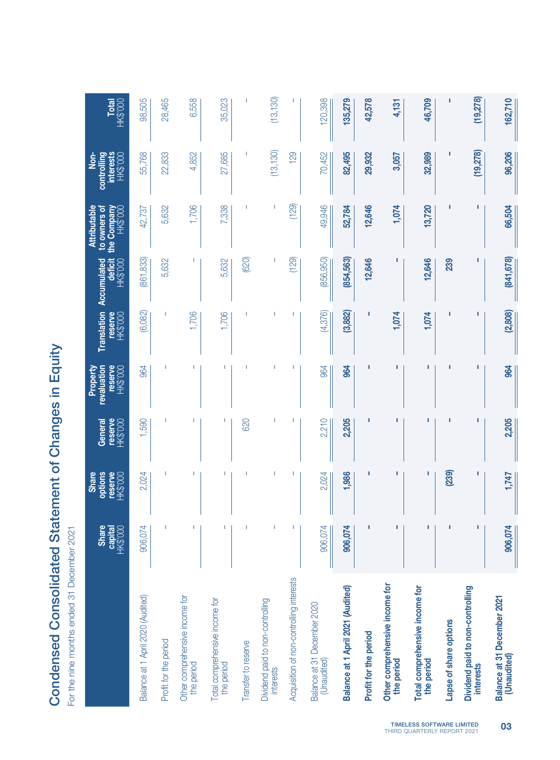# Condensed Consolidated Statement of Changes in Equity

For the nine months ended 31 December 2021

| | Share capital HK$'000 | Share options reserve HK$'000 | General reserve HK$'000 | Property revaluation reserve HK$'000 | Translation reserve HK$'000 | Accumulated deficit HK$'000 | Attributable to owners of the Company HK$'000 | Non-controlling interests HK$'000 | Total HK$'000 |
|---|---|---|---|---|---|---|---|---|---|
| Balance at 1 April 2020 (Audited) | 906,074 | 2,024 | 1,590 | 964 | (6,082) | (861,833) | 42,737 | 55,768 | 98,505 |
| Profit for the period | – | – | – | – | – | 5,632 | 5,632 | 22,833 | 28,465 |
| Other comprehensive income for the period | – | – | – | – | 1,706 | – | 1,706 | 4,852 | 6,558 |
| Total comprehensive income for the period | – | – | – | – | 1,706 | 5,632 | 7,338 | 27,685 | 35,023 |
| Transfer to reserve | – | – | 620 | – | – | (620) | – | – | – |
| Dividend paid to non-controlling interests | – | – | – | – | – | – | – | (13,130) | (13,130) |
| Acquisition of non-controlling interests | – | – | – | – | – | (129) | (129) | 129 | – |
| Balance at 31 December 2020 (Unaudited) | 906,074 | 2,024 | 2,210 | 964 | (4,376) | (856,950) | 49,946 | 70,452 | 120,398 |
| **Balance at 1 April 2021 (Audited)** | **906,074** | **1,986** | **2,205** | **964** | **(3,882)** | **(854,563)** | **52,784** | **82,495** | **135,279** |
| **Profit for the period** | **–** | **–** | **–** | **–** | **–** | **12,646** | **12,646** | **29,932** | **42,578** |
| **Other comprehensive income for the period** | **–** | **–** | **–** | **–** | **1,074** | **–** | **1,074** | **3,057** | **4,131** |
| **Total comprehensive income for the period** | **–** | **–** | **–** | **–** | **1,074** | **12,646** | **13,720** | **32,989** | **46,709** |
| **Lapse of share options** | **–** | **(239)** | **–** | **–** | **–** | **239** | **–** | **–** | **–** |
| **Dividend paid to non-controlling interests** | **–** | **–** | **–** | **–** | **–** | **–** | **–** | **(19,278)** | **(19,278)** |
| **Balance at 31 December 2021 (Unaudited)** | **906,074** | **1,747** | **2,205** | **964** | **(2,808)** | **(841,678)** | **66,504** | **96,206** | **162,710** |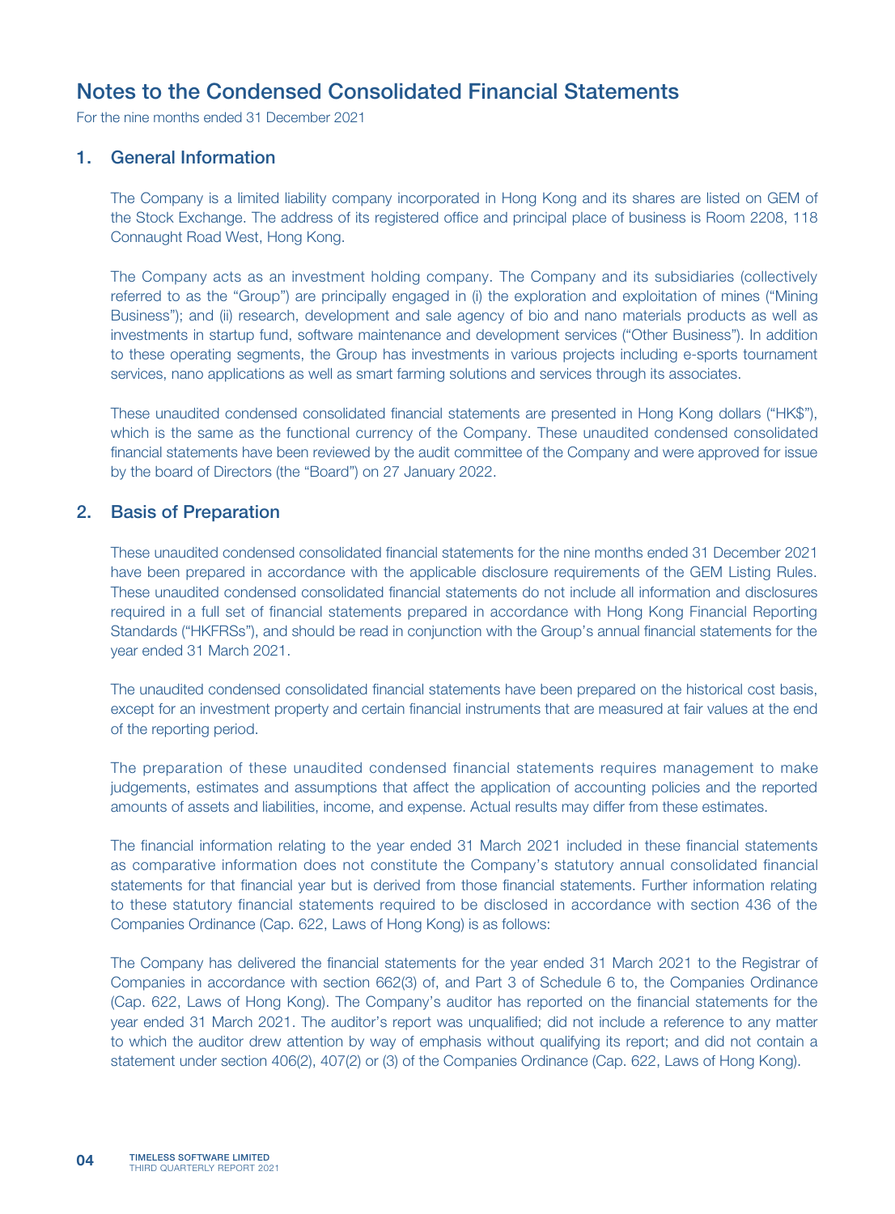# Notes to the Condensed Consolidated Financial Statements

For the nine months ended 31 December 2021

## 1. General Information

The Company is a limited liability company incorporated in Hong Kong and its shares are listed on GEM of the Stock Exchange. The address of its registered office and principal place of business is Room 2208, 118 Connaught Road West, Hong Kong.

The Company acts as an investment holding company. The Company and its subsidiaries (collectively referred to as the "Group") are principally engaged in (i) the exploration and exploitation of mines ("Mining Business"); and (ii) research, development and sale agency of bio and nano materials products as well as investments in startup fund, software maintenance and development services ("Other Business"). In addition to these operating segments, the Group has investments in various projects including e-sports tournament services, nano applications as well as smart farming solutions and services through its associates.

These unaudited condensed consolidated financial statements are presented in Hong Kong dollars ("HK$"), which is the same as the functional currency of the Company. These unaudited condensed consolidated financial statements have been reviewed by the audit committee of the Company and were approved for issue by the board of Directors (the "Board") on 27 January 2022.

## 2. Basis of Preparation

These unaudited condensed consolidated financial statements for the nine months ended 31 December 2021 have been prepared in accordance with the applicable disclosure requirements of the GEM Listing Rules. These unaudited condensed consolidated financial statements do not include all information and disclosures required in a full set of financial statements prepared in accordance with Hong Kong Financial Reporting Standards ("HKFRSs"), and should be read in conjunction with the Group's annual financial statements for the year ended 31 March 2021.

The unaudited condensed consolidated financial statements have been prepared on the historical cost basis, except for an investment property and certain financial instruments that are measured at fair values at the end of the reporting period.

The preparation of these unaudited condensed financial statements requires management to make judgements, estimates and assumptions that affect the application of accounting policies and the reported amounts of assets and liabilities, income, and expense. Actual results may differ from these estimates.

The financial information relating to the year ended 31 March 2021 included in these financial statements as comparative information does not constitute the Company's statutory annual consolidated financial statements for that financial year but is derived from those financial statements. Further information relating to these statutory financial statements required to be disclosed in accordance with section 436 of the Companies Ordinance (Cap. 622, Laws of Hong Kong) is as follows:

The Company has delivered the financial statements for the year ended 31 March 2021 to the Registrar of Companies in accordance with section 662(3) of, and Part 3 of Schedule 6 to, the Companies Ordinance (Cap. 622, Laws of Hong Kong). The Company's auditor has reported on the financial statements for the year ended 31 March 2021. The auditor's report was unqualified; did not include a reference to any matter to which the auditor drew attention by way of emphasis without qualifying its report; and did not contain a statement under section 406(2), 407(2) or (3) of the Companies Ordinance (Cap. 622, Laws of Hong Kong).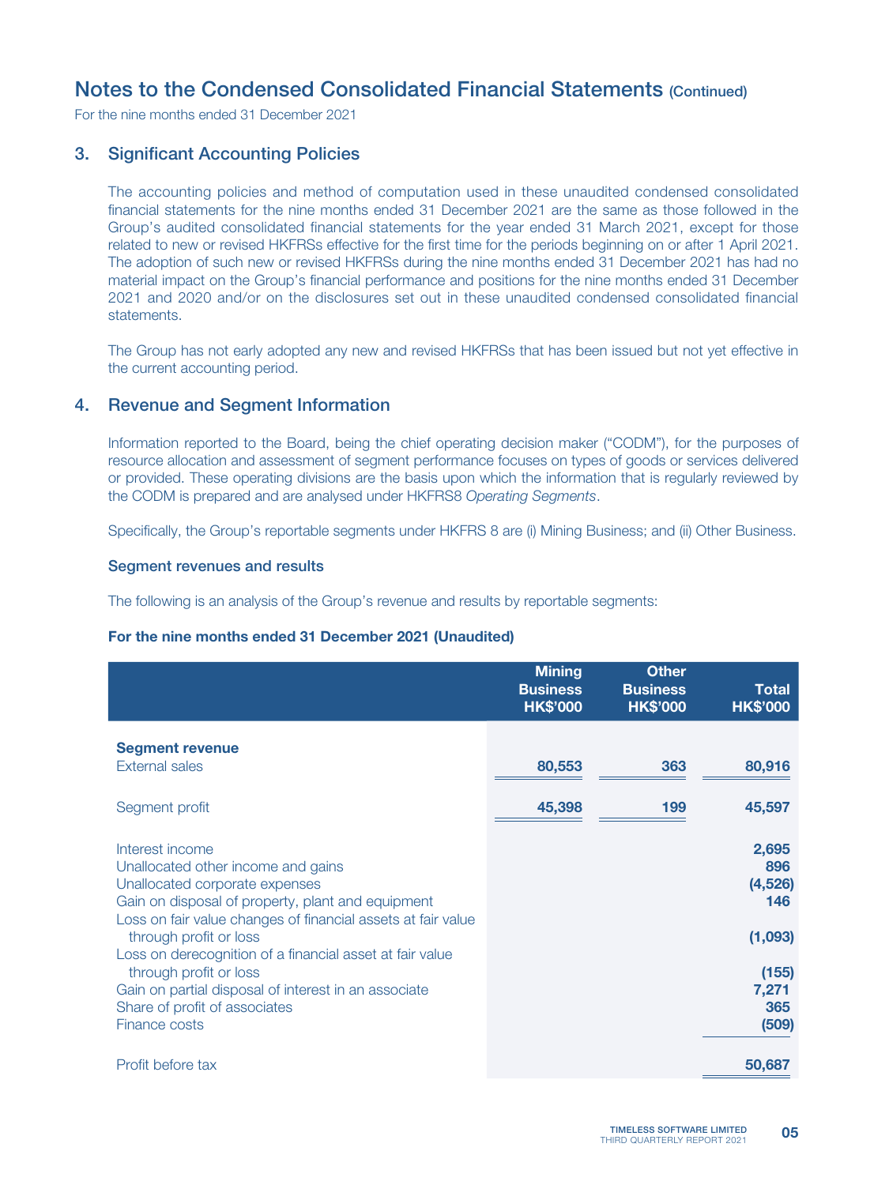# Notes to the Condensed Consolidated Financial Statements (Continued)

For the nine months ended 31 December 2021

## 3. Significant Accounting Policies

The accounting policies and method of computation used in these unaudited condensed consolidated financial statements for the nine months ended 31 December 2021 are the same as those followed in the Group's audited consolidated financial statements for the year ended 31 March 2021, except for those related to new or revised HKFRSs effective for the first time for the periods beginning on or after 1 April 2021. The adoption of such new or revised HKFRSs during the nine months ended 31 December 2021 has had no material impact on the Group's financial performance and positions for the nine months ended 31 December 2021 and 2020 and/or on the disclosures set out in these unaudited condensed consolidated financial statements.

The Group has not early adopted any new and revised HKFRSs that has been issued but not yet effective in the current accounting period.

## 4. Revenue and Segment Information

Information reported to the Board, being the chief operating decision maker ("CODM"), for the purposes of resource allocation and assessment of segment performance focuses on types of goods or services delivered or provided. These operating divisions are the basis upon which the information that is regularly reviewed by the CODM is prepared and are analysed under HKFRS8 *Operating Segments*.

Specifically, the Group's reportable segments under HKFRS 8 are (i) Mining Business; and (ii) Other Business.

### Segment revenues and results

The following is an analysis of the Group's revenue and results by reportable segments:

**For the nine months ended 31 December 2021 (Unaudited)**

| | Mining Business HK$'000 | Other Business HK$'000 | Total HK$'000 |
|---|---|---|---|
| **Segment revenue** | | | |
| External sales | 80,553 | 363 | 80,916 |
| Segment profit | 45,398 | 199 | 45,597 |
| Interest income | | | 2,695 |
| Unallocated other income and gains | | | 896 |
| Unallocated corporate expenses | | | (4,526) |
| Gain on disposal of property, plant and equipment | | | 146 |
| Loss on fair value changes of financial assets at fair value through profit or loss | | | (1,093) |
| Loss on derecognition of a financial asset at fair value through profit or loss | | | (155) |
| Gain on partial disposal of interest in an associate | | | 7,271 |
| Share of profit of associates | | | 365 |
| Finance costs | | | (509) |
| Profit before tax | | | 50,687 |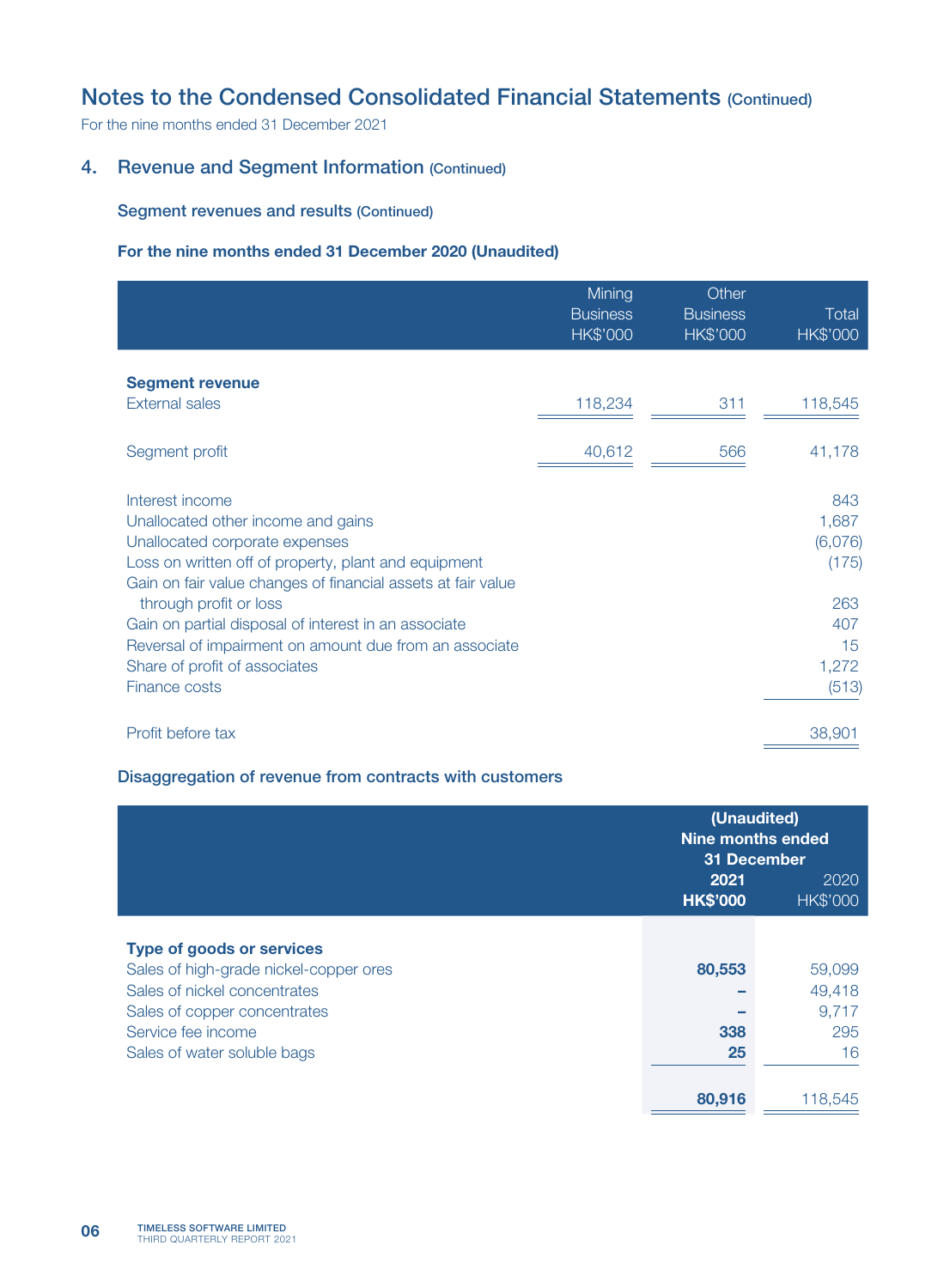# Notes to the Condensed Consolidated Financial Statements (Continued)

For the nine months ended 31 December 2021

## 4. Revenue and Segment Information (Continued)

### Segment revenues and results (Continued)

**For the nine months ended 31 December 2020 (Unaudited)**

| | Mining Business HK$'000 | Other Business HK$'000 | Total HK$'000 |
|---|---|---|---|
| **Segment revenue** | | | |
| External sales | 118,234 | 311 | 118,545 |
| Segment profit | 40,612 | 566 | 41,178 |
| Interest income | | | 843 |
| Unallocated other income and gains | | | 1,687 |
| Unallocated corporate expenses | | | (6,076) |
| Loss on written off of property, plant and equipment | | | (175) |
| Gain on fair value changes of financial assets at fair value through profit or loss | | | 263 |
| Gain on partial disposal of interest in an associate | | | 407 |
| Reversal of impairment on amount due from an associate | | | 15 |
| Share of profit of associates | | | 1,272 |
| Finance costs | | | (513) |
| Profit before tax | | | 38,901 |

### Disaggregation of revenue from contracts with customers

| | (Unaudited) Nine months ended 31 December | |
|---|---|---|
| | **2021 HK$'000** | 2020 HK$'000 |
| **Type of goods or services** | | |
| Sales of high-grade nickel-copper ores | **80,553** | 59,099 |
| Sales of nickel concentrates | **–** | 49,418 |
| Sales of copper concentrates | **–** | 9,717 |
| Service fee income | **338** | 295 |
| Sales of water soluble bags | **25** | 16 |
| | **80,916** | 118,545 |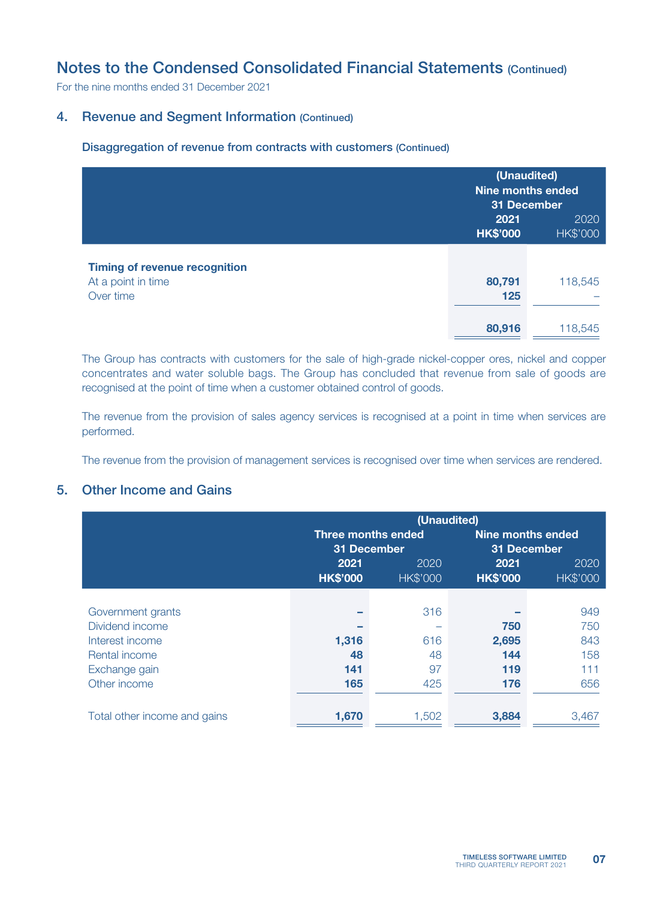# Notes to the Condensed Consolidated Financial Statements (Continued)

For the nine months ended 31 December 2021

## 4. Revenue and Segment Information (Continued)

### Disaggregation of revenue from contracts with customers (Continued)

| | (Unaudited) Nine months ended 31 December | |
|---|---|---|
| | **2021** | 2020 |
| | **HK$'000** | HK$'000 |
| **Timing of revenue recognition** | | |
| At a point in time | **80,791** | 118,545 |
| Over time | **125** | – |
| | **80,916** | 118,545 |

The Group has contracts with customers for the sale of high-grade nickel-copper ores, nickel and copper concentrates and water soluble bags. The Group has concluded that revenue from sale of goods are recognised at the point of time when a customer obtained control of goods.

The revenue from the provision of sales agency services is recognised at a point in time when services are performed.

The revenue from the provision of management services is recognised over time when services are rendered.

## 5. Other Income and Gains

| | (Unaudited) | | | |
|---|---|---|---|---|
| | Three months ended 31 December | | Nine months ended 31 December | |
| | **2021** | 2020 | **2021** | 2020 |
| | **HK$'000** | HK$'000 | **HK$'000** | HK$'000 |
| Government grants | **–** | 316 | **–** | 949 |
| Dividend income | **–** | – | **750** | 750 |
| Interest income | **1,316** | 616 | **2,695** | 843 |
| Rental income | **48** | 48 | **144** | 158 |
| Exchange gain | **141** | 97 | **119** | 111 |
| Other income | **165** | 425 | **176** | 656 |
| Total other income and gains | **1,670** | 1,502 | **3,884** | 3,467 |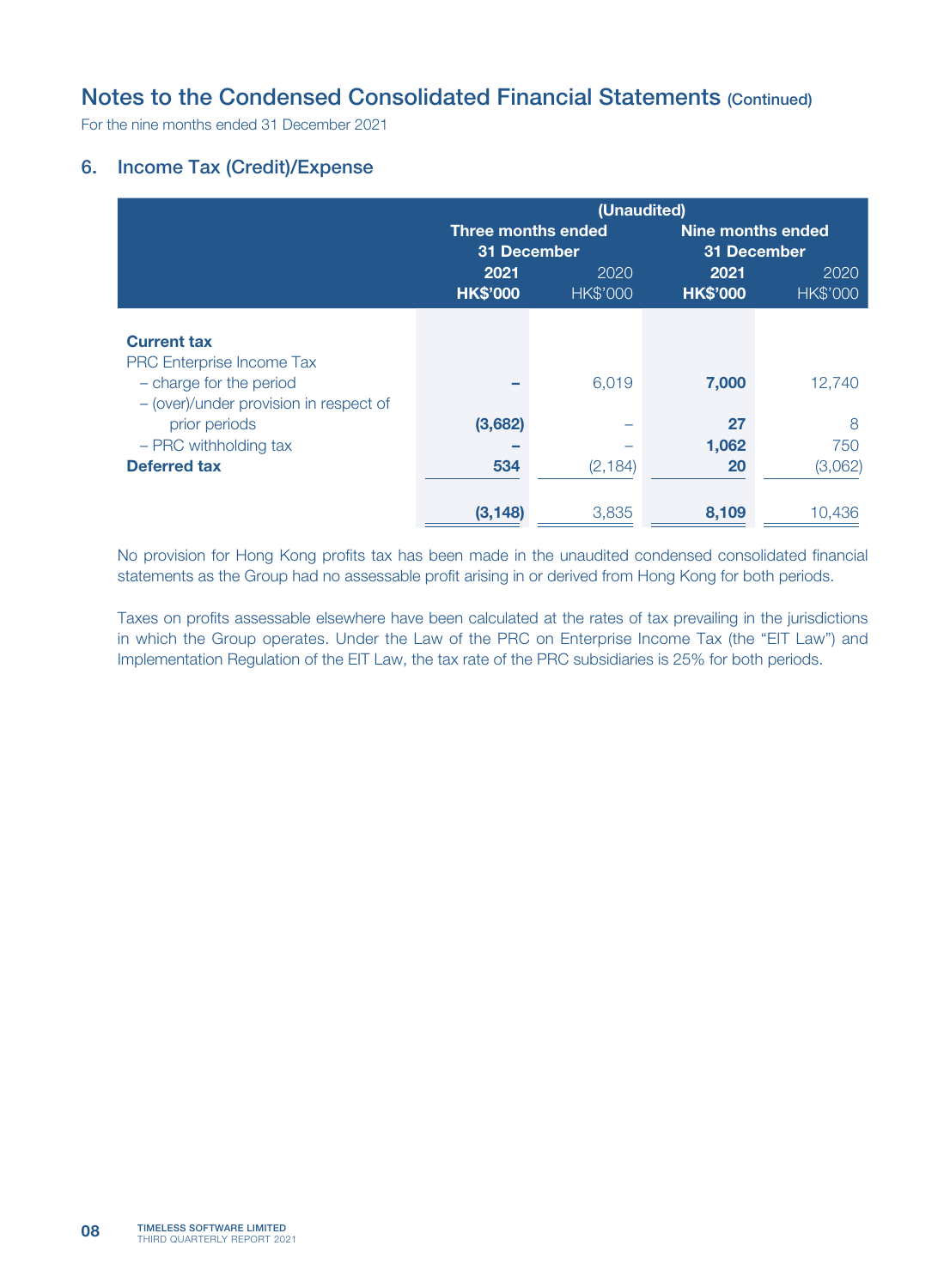# Notes to the Condensed Consolidated Financial Statements (Continued)

For the nine months ended 31 December 2021

## 6. Income Tax (Credit)/Expense

| | (Unaudited) | | | |
|---|---|---|---|---|
| | Three months ended 31 December | | Nine months ended 31 December | |
| | **2021** | 2020 | **2021** | 2020 |
| | **HK$'000** | HK$'000 | **HK$'000** | HK$'000 |
| **Current tax** | | | | |
| PRC Enterprise Income Tax | | | | |
| – charge for the period | **–** | 6,019 | **7,000** | 12,740 |
| – (over)/under provision in respect of prior periods | **(3,682)** | – | **27** | 8 |
| – PRC withholding tax | **–** | – | **1,062** | 750 |
| **Deferred tax** | **534** | (2,184) | **20** | (3,062) |
| | **(3,148)** | 3,835 | **8,109** | 10,436 |

No provision for Hong Kong profits tax has been made in the unaudited condensed consolidated financial statements as the Group had no assessable profit arising in or derived from Hong Kong for both periods.

Taxes on profits assessable elsewhere have been calculated at the rates of tax prevailing in the jurisdictions in which the Group operates. Under the Law of the PRC on Enterprise Income Tax (the "EIT Law") and Implementation Regulation of the EIT Law, the tax rate of the PRC subsidiaries is 25% for both periods.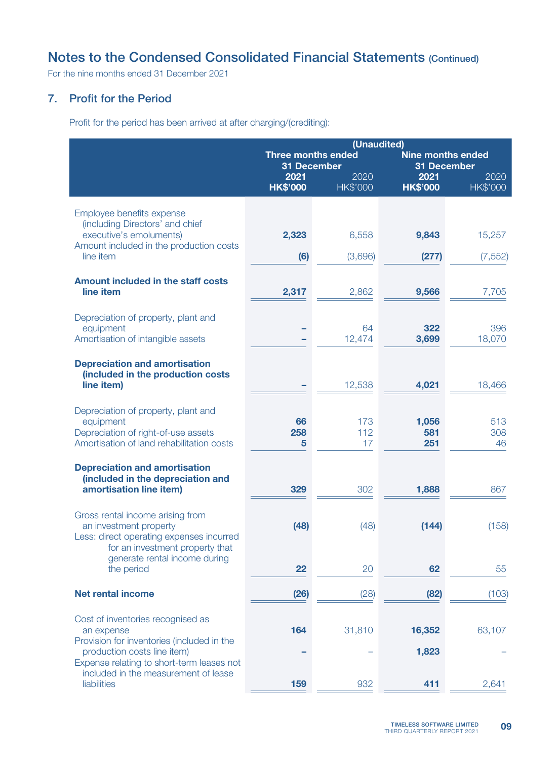# Notes to the Condensed Consolidated Financial Statements (Continued)

For the nine months ended 31 December 2021

## 7. Profit for the Period

Profit for the period has been arrived at after charging/(crediting):

| | (Unaudited) | | | |
|---|---|---|---|---|
| | Three months ended 31 December | | Nine months ended 31 December | |
| | **2021** | 2020 | **2021** | 2020 |
| | **HK$'000** | HK$'000 | **HK$'000** | HK$'000 |
| Employee benefits expense (including Directors' and chief executive's emoluments) | **2,323** | 6,558 | **9,843** | 15,257 |
| Amount included in the production costs line item | **(6)** | (3,696) | **(277)** | (7,552) |
| **Amount included in the staff costs line item** | **2,317** | 2,862 | **9,566** | 7,705 |
| Depreciation of property, plant and equipment | **–** | 64 | **322** | 396 |
| Amortisation of intangible assets | **–** | 12,474 | **3,699** | 18,070 |
| **Depreciation and amortisation (included in the production costs line item)** | **–** | 12,538 | **4,021** | 18,466 |
| Depreciation of property, plant and equipment | **66** | 173 | **1,056** | 513 |
| Depreciation of right-of-use assets | **258** | 112 | **581** | 308 |
| Amortisation of land rehabilitation costs | **5** | 17 | **251** | 46 |
| **Depreciation and amortisation (included in the depreciation and amortisation line item)** | **329** | 302 | **1,888** | 867 |
| Gross rental income arising from an investment property | **(48)** | (48) | **(144)** | (158) |
| Less: direct operating expenses incurred for an investment property that generate rental income during the period | **22** | 20 | **62** | 55 |
| **Net rental income** | **(26)** | (28) | **(82)** | (103) |
| Cost of inventories recognised as an expense | **164** | 31,810 | **16,352** | 63,107 |
| Provision for inventories (included in the production costs line item) | **–** | – | **1,823** | – |
| Expense relating to short-term leases not included in the measurement of lease liabilities | **159** | 932 | **411** | 2,641 |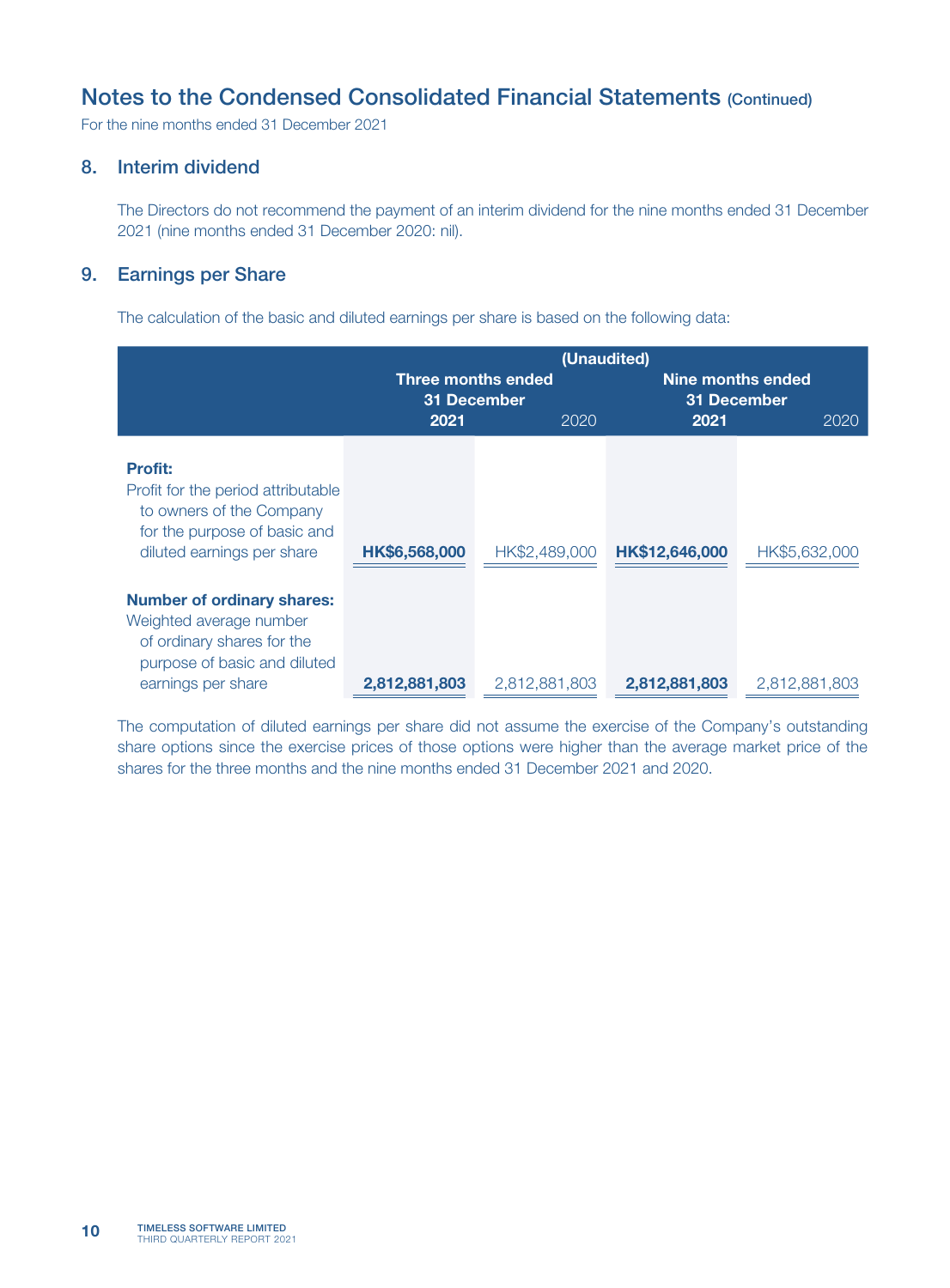# Notes to the Condensed Consolidated Financial Statements (Continued)

For the nine months ended 31 December 2021

## 8. Interim dividend

The Directors do not recommend the payment of an interim dividend for the nine months ended 31 December 2021 (nine months ended 31 December 2020: nil).

## 9. Earnings per Share

The calculation of the basic and diluted earnings per share is based on the following data:

| | (Unaudited) | | | |
|---|---|---|---|---|
| | **Three months ended 31 December** | | **Nine months ended 31 December** | |
| | **2021** | 2020 | **2021** | 2020 |
| **Profit:** | | | | |
| Profit for the period attributable to owners of the Company for the purpose of basic and diluted earnings per share | **HK$6,568,000** | HK$2,489,000 | **HK$12,646,000** | HK$5,632,000 |
| **Number of ordinary shares:** | | | | |
| Weighted average number of ordinary shares for the purpose of basic and diluted earnings per share | **2,812,881,803** | 2,812,881,803 | **2,812,881,803** | 2,812,881,803 |

The computation of diluted earnings per share did not assume the exercise of the Company's outstanding share options since the exercise prices of those options were higher than the average market price of the shares for the three months and the nine months ended 31 December 2021 and 2020.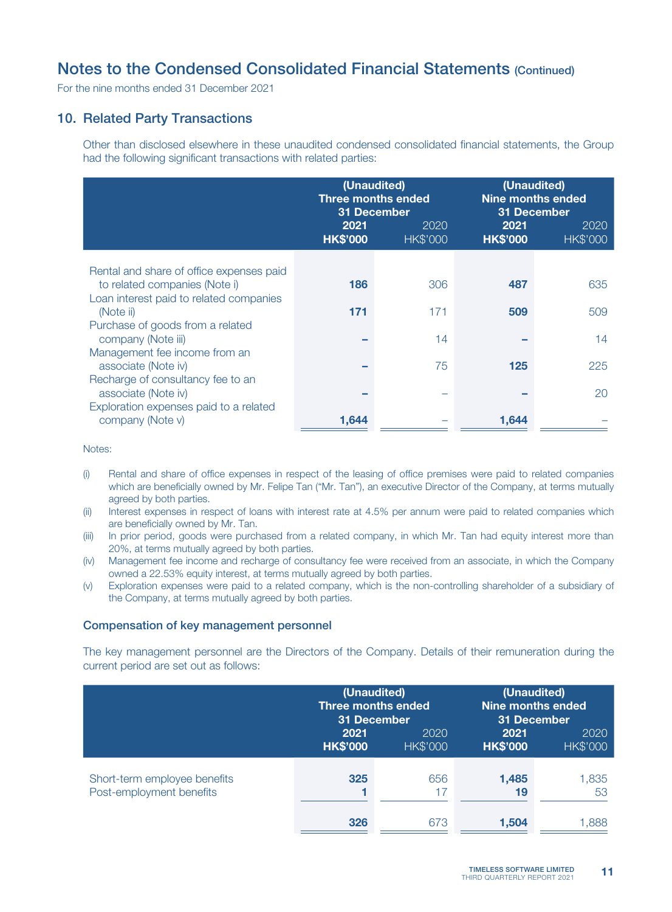# Notes to the Condensed Consolidated Financial Statements (Continued)

For the nine months ended 31 December 2021

## 10. Related Party Transactions

Other than disclosed elsewhere in these unaudited condensed consolidated financial statements, the Group had the following significant transactions with related parties:

| | (Unaudited) Three months ended 31 December | | (Unaudited) Nine months ended 31 December | |
|---|---|---|---|---|
| | **2021** | 2020 | **2021** | 2020 |
| | **HK$'000** | HK$'000 | **HK$'000** | HK$'000 |
| Rental and share of office expenses paid to related companies (Note i) | **186** | 306 | **487** | 635 |
| Loan interest paid to related companies (Note ii) | **171** | 171 | **509** | 509 |
| Purchase of goods from a related company (Note iii) | **–** | 14 | **–** | 14 |
| Management fee income from an associate (Note iv) | **–** | 75 | **125** | 225 |
| Recharge of consultancy fee to an associate (Note iv) | **–** | – | **–** | 20 |
| Exploration expenses paid to a related company (Note v) | **1,644** | – | **1,644** | – |

Notes:

(i) Rental and share of office expenses in respect of the leasing of office premises were paid to related companies which are beneficially owned by Mr. Felipe Tan ("Mr. Tan"), an executive Director of the Company, at terms mutually agreed by both parties.

(ii) Interest expenses in respect of loans with interest rate at 4.5% per annum were paid to related companies which are beneficially owned by Mr. Tan.

(iii) In prior period, goods were purchased from a related company, in which Mr. Tan had equity interest more than 20%, at terms mutually agreed by both parties.

(iv) Management fee income and recharge of consultancy fee were received from an associate, in which the Company owned a 22.53% equity interest, at terms mutually agreed by both parties.

(v) Exploration expenses were paid to a related company, which is the non-controlling shareholder of a subsidiary of the Company, at terms mutually agreed by both parties.

### Compensation of key management personnel

The key management personnel are the Directors of the Company. Details of their remuneration during the current period are set out as follows:

| | (Unaudited) Three months ended 31 December | | (Unaudited) Nine months ended 31 December | |
|---|---|---|---|---|
| | **2021** | 2020 | **2021** | 2020 |
| | **HK$'000** | HK$'000 | **HK$'000** | HK$'000 |
| Short-term employee benefits | **325** | 656 | **1,485** | 1,835 |
| Post-employment benefits | **1** | 17 | **19** | 53 |
| | **326** | 673 | **1,504** | 1,888 |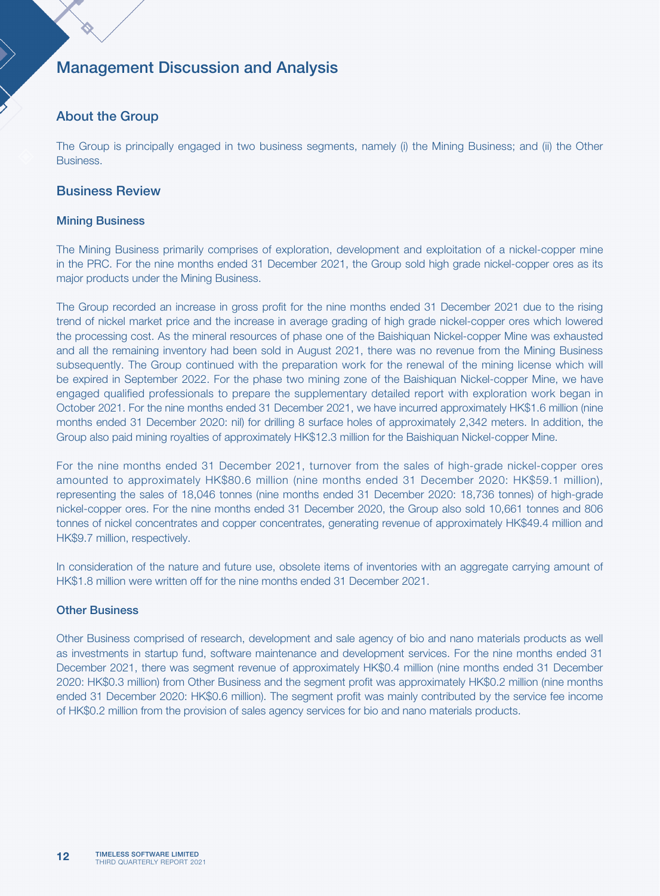# Management Discussion and Analysis

## About the Group

The Group is principally engaged in two business segments, namely (i) the Mining Business; and (ii) the Other Business.

## Business Review

### Mining Business

The Mining Business primarily comprises of exploration, development and exploitation of a nickel-copper mine in the PRC. For the nine months ended 31 December 2021, the Group sold high grade nickel-copper ores as its major products under the Mining Business.

The Group recorded an increase in gross profit for the nine months ended 31 December 2021 due to the rising trend of nickel market price and the increase in average grading of high grade nickel-copper ores which lowered the processing cost. As the mineral resources of phase one of the Baishiquan Nickel-copper Mine was exhausted and all the remaining inventory had been sold in August 2021, there was no revenue from the Mining Business subsequently. The Group continued with the preparation work for the renewal of the mining license which will be expired in September 2022. For the phase two mining zone of the Baishiquan Nickel-copper Mine, we have engaged qualified professionals to prepare the supplementary detailed report with exploration work began in October 2021. For the nine months ended 31 December 2021, we have incurred approximately HK$1.6 million (nine months ended 31 December 2020: nil) for drilling 8 surface holes of approximately 2,342 meters. In addition, the Group also paid mining royalties of approximately HK$12.3 million for the Baishiquan Nickel-copper Mine.

For the nine months ended 31 December 2021, turnover from the sales of high-grade nickel-copper ores amounted to approximately HK$80.6 million (nine months ended 31 December 2020: HK$59.1 million), representing the sales of 18,046 tonnes (nine months ended 31 December 2020: 18,736 tonnes) of high-grade nickel-copper ores. For the nine months ended 31 December 2020, the Group also sold 10,661 tonnes and 806 tonnes of nickel concentrates and copper concentrates, generating revenue of approximately HK$49.4 million and HK$9.7 million, respectively.

In consideration of the nature and future use, obsolete items of inventories with an aggregate carrying amount of HK$1.8 million were written off for the nine months ended 31 December 2021.

### Other Business

Other Business comprised of research, development and sale agency of bio and nano materials products as well as investments in startup fund, software maintenance and development services. For the nine months ended 31 December 2021, there was segment revenue of approximately HK$0.4 million (nine months ended 31 December 2020: HK$0.3 million) from Other Business and the segment profit was approximately HK$0.2 million (nine months ended 31 December 2020: HK$0.6 million). The segment profit was mainly contributed by the service fee income of HK$0.2 million from the provision of sales agency services for bio and nano materials products.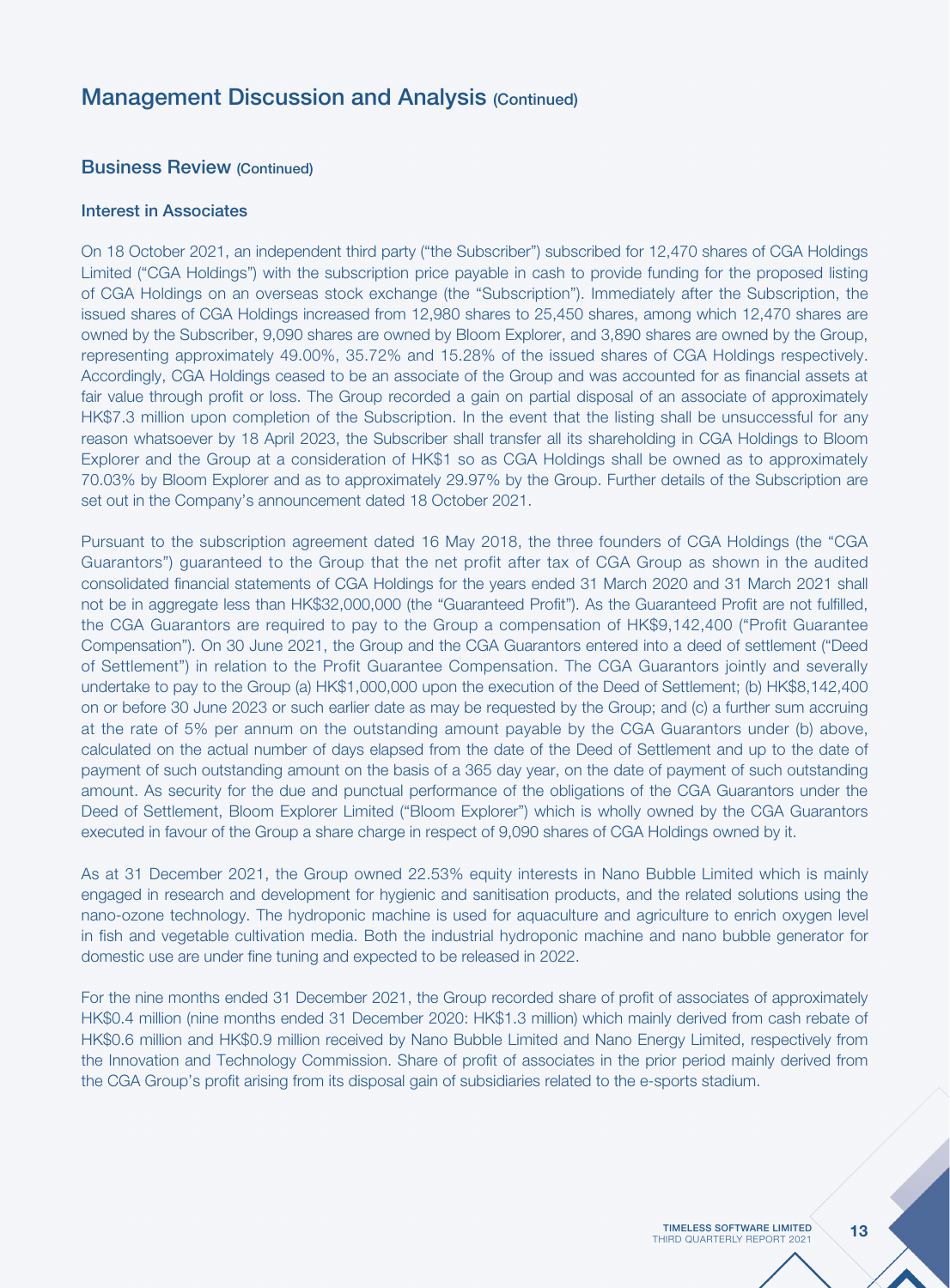## Management Discussion and Analysis (Continued)

### Business Review (Continued)

#### Interest in Associates

On 18 October 2021, an independent third party ("the Subscriber") subscribed for 12,470 shares of CGA Holdings Limited ("CGA Holdings") with the subscription price payable in cash to provide funding for the proposed listing of CGA Holdings on an overseas stock exchange (the "Subscription"). Immediately after the Subscription, the issued shares of CGA Holdings increased from 12,980 shares to 25,450 shares, among which 12,470 shares are owned by the Subscriber, 9,090 shares are owned by Bloom Explorer, and 3,890 shares are owned by the Group, representing approximately 49.00%, 35.72% and 15.28% of the issued shares of CGA Holdings respectively. Accordingly, CGA Holdings ceased to be an associate of the Group and was accounted for as financial assets at fair value through profit or loss. The Group recorded a gain on partial disposal of an associate of approximately HK$7.3 million upon completion of the Subscription. In the event that the listing shall be unsuccessful for any reason whatsoever by 18 April 2023, the Subscriber shall transfer all its shareholding in CGA Holdings to Bloom Explorer and the Group at a consideration of HK$1 so as CGA Holdings shall be owned as to approximately 70.03% by Bloom Explorer and as to approximately 29.97% by the Group. Further details of the Subscription are set out in the Company's announcement dated 18 October 2021.

Pursuant to the subscription agreement dated 16 May 2018, the three founders of CGA Holdings (the "CGA Guarantors") guaranteed to the Group that the net profit after tax of CGA Group as shown in the audited consolidated financial statements of CGA Holdings for the years ended 31 March 2020 and 31 March 2021 shall not be in aggregate less than HK$32,000,000 (the "Guaranteed Profit"). As the Guaranteed Profit are not fulfilled, the CGA Guarantors are required to pay to the Group a compensation of HK$9,142,400 ("Profit Guarantee Compensation"). On 30 June 2021, the Group and the CGA Guarantors entered into a deed of settlement ("Deed of Settlement") in relation to the Profit Guarantee Compensation. The CGA Guarantors jointly and severally undertake to pay to the Group (a) HK$1,000,000 upon the execution of the Deed of Settlement; (b) HK$8,142,400 on or before 30 June 2023 or such earlier date as may be requested by the Group; and (c) a further sum accruing at the rate of 5% per annum on the outstanding amount payable by the CGA Guarantors under (b) above, calculated on the actual number of days elapsed from the date of the Deed of Settlement and up to the date of payment of such outstanding amount on the basis of a 365 day year, on the date of payment of such outstanding amount. As security for the due and punctual performance of the obligations of the CGA Guarantors under the Deed of Settlement, Bloom Explorer Limited ("Bloom Explorer") which is wholly owned by the CGA Guarantors executed in favour of the Group a share charge in respect of 9,090 shares of CGA Holdings owned by it.

As at 31 December 2021, the Group owned 22.53% equity interests in Nano Bubble Limited which is mainly engaged in research and development for hygienic and sanitisation products, and the related solutions using the nano-ozone technology. The hydroponic machine is used for aquaculture and agriculture to enrich oxygen level in fish and vegetable cultivation media. Both the industrial hydroponic machine and nano bubble generator for domestic use are under fine tuning and expected to be released in 2022.

For the nine months ended 31 December 2021, the Group recorded share of profit of associates of approximately HK$0.4 million (nine months ended 31 December 2020: HK$1.3 million) which mainly derived from cash rebate of HK$0.6 million and HK$0.9 million received by Nano Bubble Limited and Nano Energy Limited, respectively from the Innovation and Technology Commission. Share of profit of associates in the prior period mainly derived from the CGA Group's profit arising from its disposal gain of subsidiaries related to the e-sports stadium.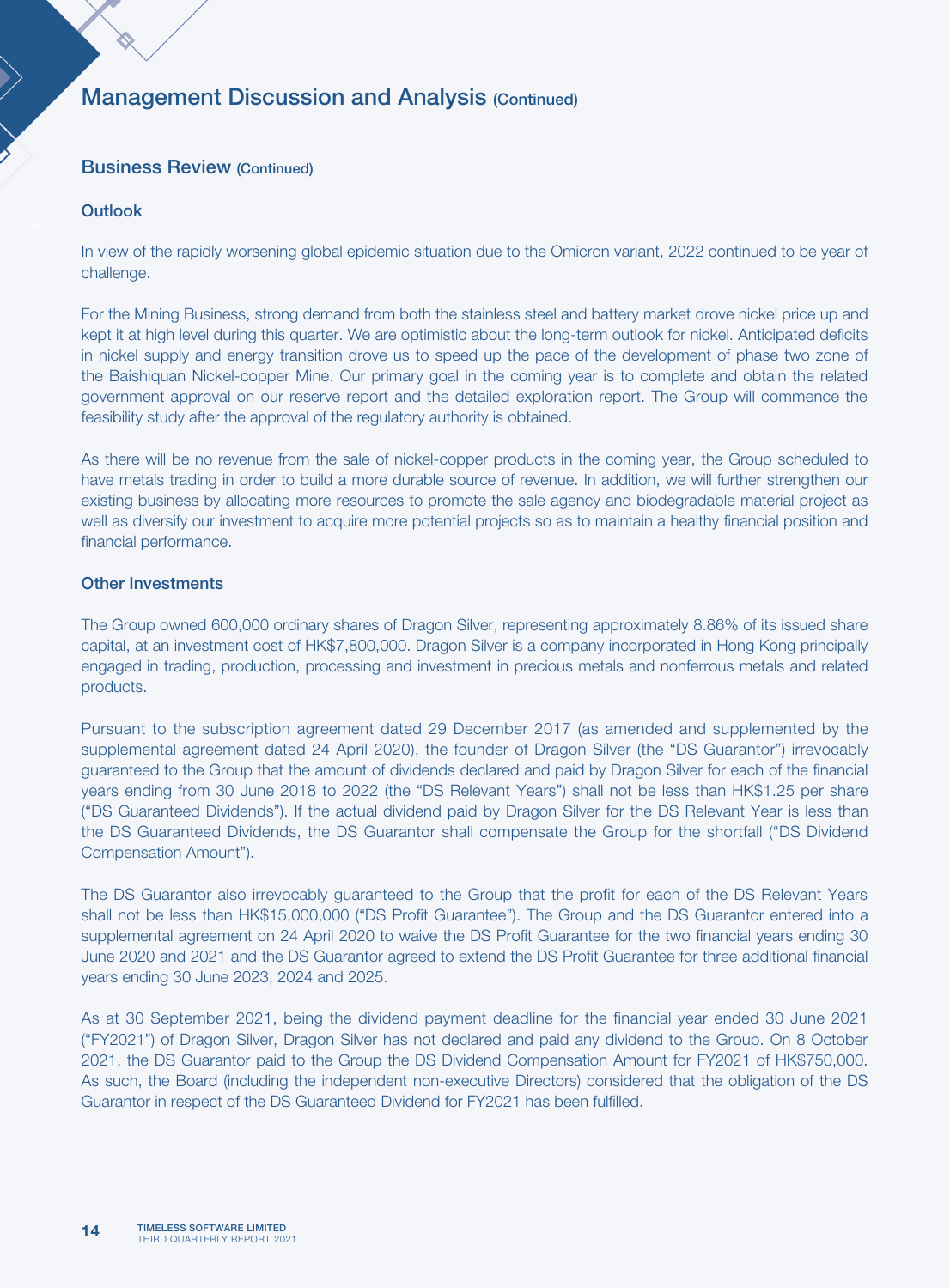# Management Discussion and Analysis (Continued)

## Business Review (Continued)

### Outlook

In view of the rapidly worsening global epidemic situation due to the Omicron variant, 2022 continued to be year of challenge.

For the Mining Business, strong demand from both the stainless steel and battery market drove nickel price up and kept it at high level during this quarter. We are optimistic about the long-term outlook for nickel. Anticipated deficits in nickel supply and energy transition drove us to speed up the pace of the development of phase two zone of the Baishiquan Nickel-copper Mine. Our primary goal in the coming year is to complete and obtain the related government approval on our reserve report and the detailed exploration report. The Group will commence the feasibility study after the approval of the regulatory authority is obtained.

As there will be no revenue from the sale of nickel-copper products in the coming year, the Group scheduled to have metals trading in order to build a more durable source of revenue. In addition, we will further strengthen our existing business by allocating more resources to promote the sale agency and biodegradable material project as well as diversify our investment to acquire more potential projects so as to maintain a healthy financial position and financial performance.

### Other Investments

The Group owned 600,000 ordinary shares of Dragon Silver, representing approximately 8.86% of its issued share capital, at an investment cost of HK$7,800,000. Dragon Silver is a company incorporated in Hong Kong principally engaged in trading, production, processing and investment in precious metals and nonferrous metals and related products.

Pursuant to the subscription agreement dated 29 December 2017 (as amended and supplemented by the supplemental agreement dated 24 April 2020), the founder of Dragon Silver (the "DS Guarantor") irrevocably guaranteed to the Group that the amount of dividends declared and paid by Dragon Silver for each of the financial years ending from 30 June 2018 to 2022 (the "DS Relevant Years") shall not be less than HK$1.25 per share ("DS Guaranteed Dividends"). If the actual dividend paid by Dragon Silver for the DS Relevant Year is less than the DS Guaranteed Dividends, the DS Guarantor shall compensate the Group for the shortfall ("DS Dividend Compensation Amount").

The DS Guarantor also irrevocably guaranteed to the Group that the profit for each of the DS Relevant Years shall not be less than HK$15,000,000 ("DS Profit Guarantee"). The Group and the DS Guarantor entered into a supplemental agreement on 24 April 2020 to waive the DS Profit Guarantee for the two financial years ending 30 June 2020 and 2021 and the DS Guarantor agreed to extend the DS Profit Guarantee for three additional financial years ending 30 June 2023, 2024 and 2025.

As at 30 September 2021, being the dividend payment deadline for the financial year ended 30 June 2021 ("FY2021") of Dragon Silver, Dragon Silver has not declared and paid any dividend to the Group. On 8 October 2021, the DS Guarantor paid to the Group the DS Dividend Compensation Amount for FY2021 of HK$750,000. As such, the Board (including the independent non-executive Directors) considered that the obligation of the DS Guarantor in respect of the DS Guaranteed Dividend for FY2021 has been fulfilled.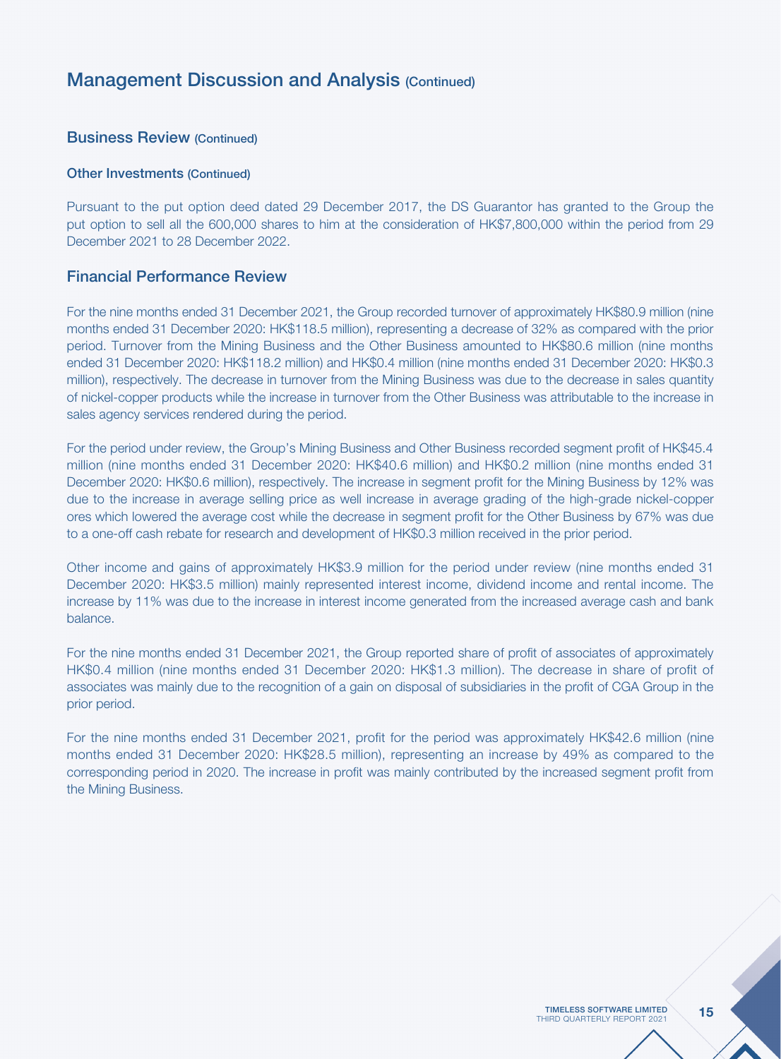## Management Discussion and Analysis (Continued)

### Business Review (Continued)

#### Other Investments (Continued)

Pursuant to the put option deed dated 29 December 2017, the DS Guarantor has granted to the Group the put option to sell all the 600,000 shares to him at the consideration of HK$7,800,000 within the period from 29 December 2021 to 28 December 2022.

### Financial Performance Review

For the nine months ended 31 December 2021, the Group recorded turnover of approximately HK$80.9 million (nine months ended 31 December 2020: HK$118.5 million), representing a decrease of 32% as compared with the prior period. Turnover from the Mining Business and the Other Business amounted to HK$80.6 million (nine months ended 31 December 2020: HK$118.2 million) and HK$0.4 million (nine months ended 31 December 2020: HK$0.3 million), respectively. The decrease in turnover from the Mining Business was due to the decrease in sales quantity of nickel-copper products while the increase in turnover from the Other Business was attributable to the increase in sales agency services rendered during the period.

For the period under review, the Group's Mining Business and Other Business recorded segment profit of HK$45.4 million (nine months ended 31 December 2020: HK$40.6 million) and HK$0.2 million (nine months ended 31 December 2020: HK$0.6 million), respectively. The increase in segment profit for the Mining Business by 12% was due to the increase in average selling price as well increase in average grading of the high-grade nickel-copper ores which lowered the average cost while the decrease in segment profit for the Other Business by 67% was due to a one-off cash rebate for research and development of HK$0.3 million received in the prior period.

Other income and gains of approximately HK$3.9 million for the period under review (nine months ended 31 December 2020: HK$3.5 million) mainly represented interest income, dividend income and rental income. The increase by 11% was due to the increase in interest income generated from the increased average cash and bank balance.

For the nine months ended 31 December 2021, the Group reported share of profit of associates of approximately HK$0.4 million (nine months ended 31 December 2020: HK$1.3 million). The decrease in share of profit of associates was mainly due to the recognition of a gain on disposal of subsidiaries in the profit of CGA Group in the prior period.

For the nine months ended 31 December 2021, profit for the period was approximately HK$42.6 million (nine months ended 31 December 2020: HK$28.5 million), representing an increase by 49% as compared to the corresponding period in 2020. The increase in profit was mainly contributed by the increased segment profit from the Mining Business.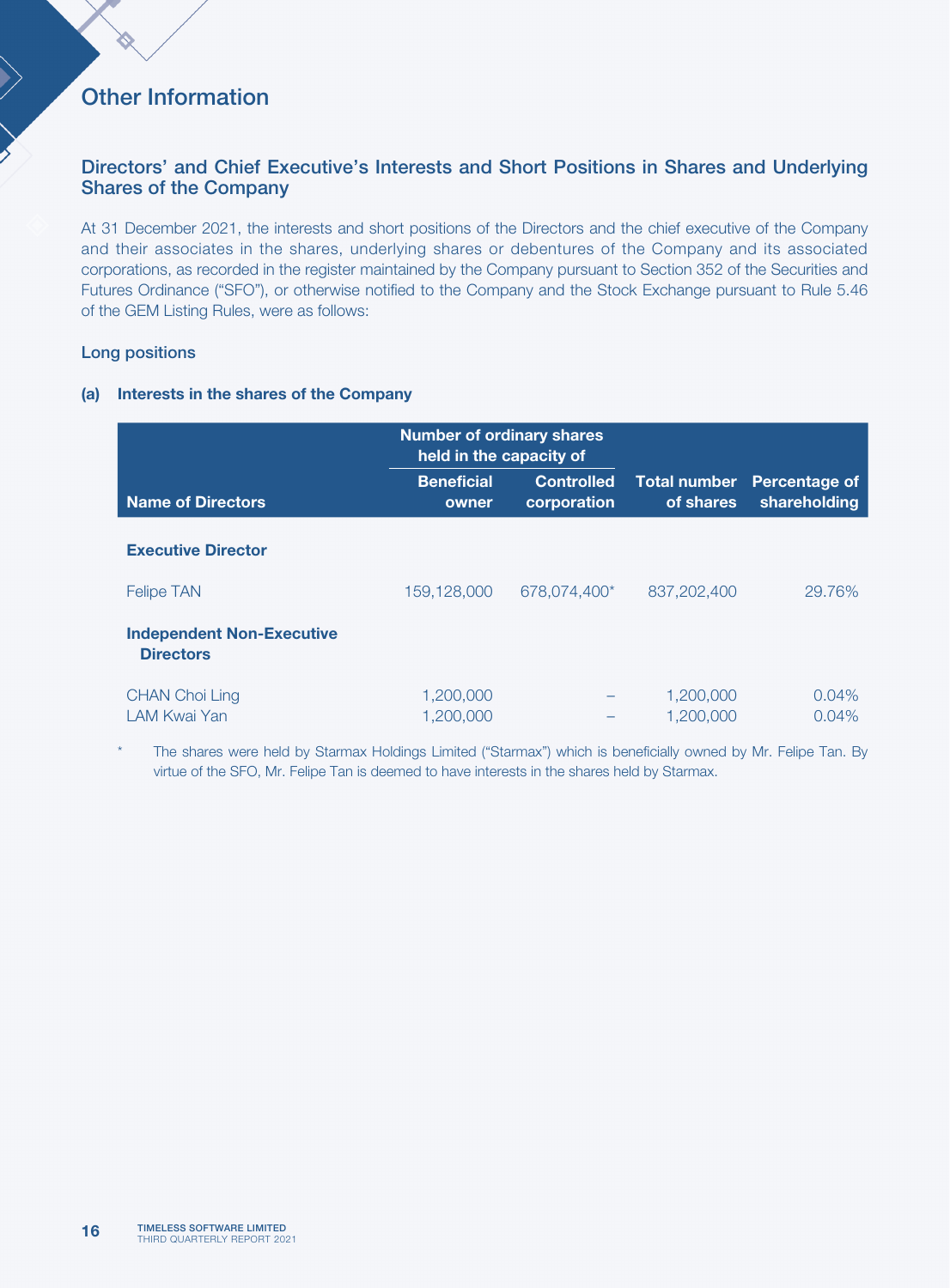# Other Information

## Directors' and Chief Executive's Interests and Short Positions in Shares and Underlying Shares of the Company

At 31 December 2021, the interests and short positions of the Directors and the chief executive of the Company and their associates in the shares, underlying shares or debentures of the Company and its associated corporations, as recorded in the register maintained by the Company pursuant to Section 352 of the Securities and Futures Ordinance ("SFO"), or otherwise notified to the Company and the Stock Exchange pursuant to Rule 5.46 of the GEM Listing Rules, were as follows:

### Long positions

**(a) Interests in the shares of the Company**

| | Number of ordinary shares held in the capacity of | | | |
|---|---|---|---|---|
| **Name of Directors** | **Beneficial owner** | **Controlled corporation** | **Total number of shares** | **Percentage of shareholding** |
| **Executive Director** | | | | |
| Felipe TAN | 159,128,000 | 678,074,400* | 837,202,400 | 29.76% |
| **Independent Non-Executive Directors** | | | | |
| CHAN Choi Ling | 1,200,000 | – | 1,200,000 | 0.04% |
| LAM Kwai Yan | 1,200,000 | – | 1,200,000 | 0.04% |

\* The shares were held by Starmax Holdings Limited ("Starmax") which is beneficially owned by Mr. Felipe Tan. By virtue of the SFO, Mr. Felipe Tan is deemed to have interests in the shares held by Starmax.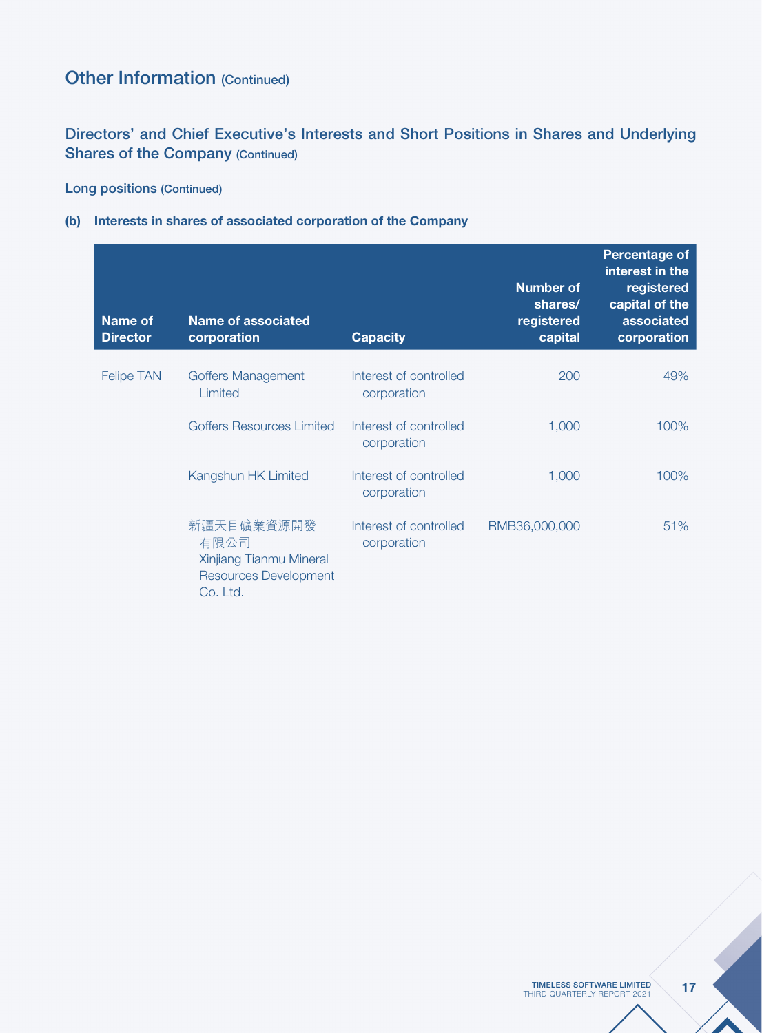# Other Information (Continued)

## Directors' and Chief Executive's Interests and Short Positions in Shares and Underlying Shares of the Company (Continued)

### Long positions (Continued)

**(b) Interests in shares of associated corporation of the Company**

| Name of Director | Name of associated corporation | Capacity | Number of shares/ registered capital | Percentage of interest in the registered capital of the associated corporation |
|---|---|---|---|---|
| Felipe TAN | Goffers Management Limited | Interest of controlled corporation | 200 | 49% |
| | Goffers Resources Limited | Interest of controlled corporation | 1,000 | 100% |
| | Kangshun HK Limited | Interest of controlled corporation | 1,000 | 100% |
| | 新疆天目礦業資源開發有限公司 Xinjiang Tianmu Mineral Resources Development Co. Ltd. | Interest of controlled corporation | RMB36,000,000 | 51% |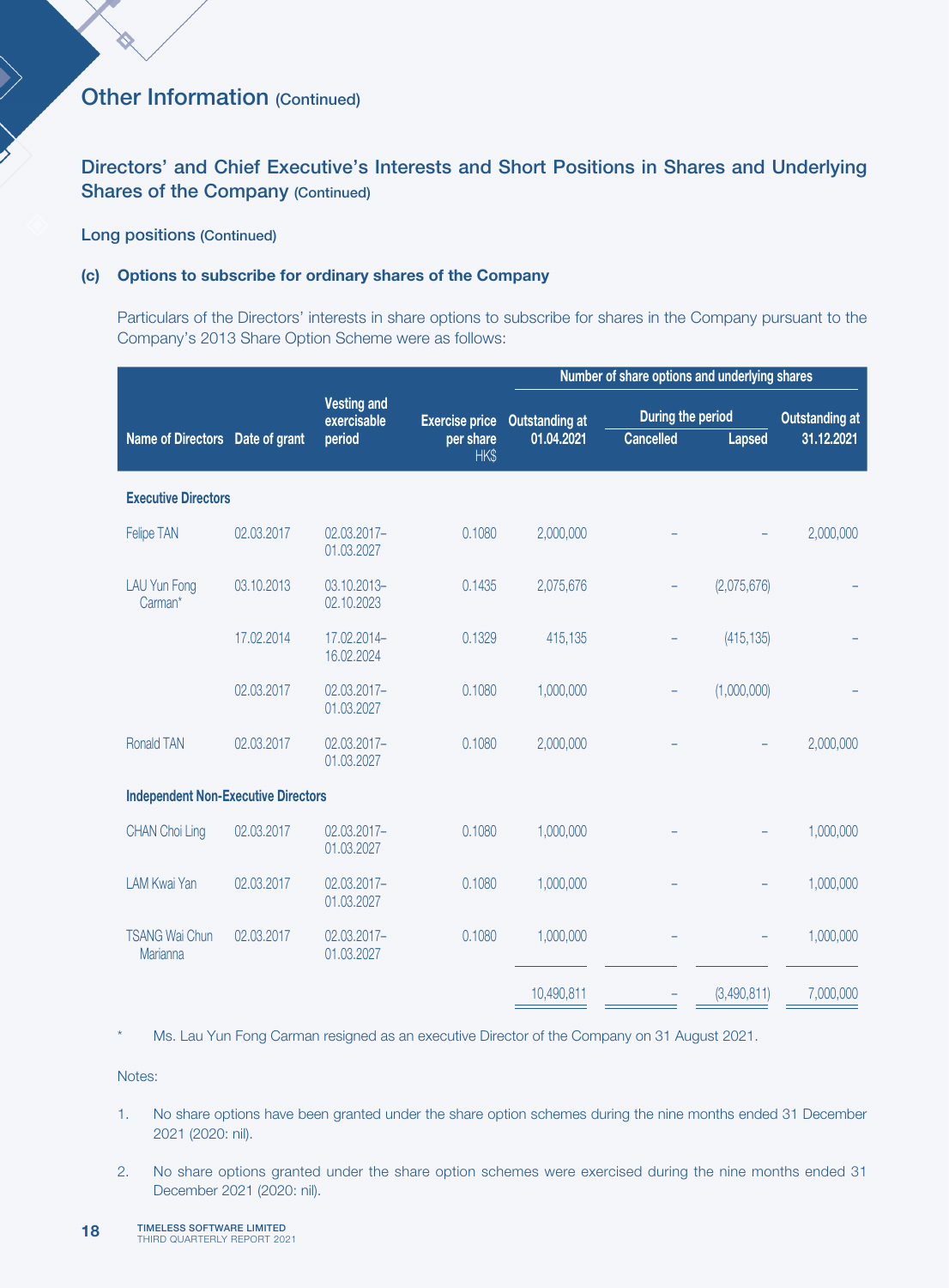# Other Information (Continued)

## Directors' and Chief Executive's Interests and Short Positions in Shares and Underlying Shares of the Company (Continued)

### Long positions (Continued)

#### (c) Options to subscribe for ordinary shares of the Company

Particulars of the Directors' interests in share options to subscribe for shares in the Company pursuant to the Company's 2013 Share Option Scheme were as follows:

| | | | | Number of share options and underlying shares | | | |
|---|---|---|---|---|---|---|---|
| | | | | | During the period | | |
| Name of Directors | Date of grant | Vesting and exercisable period | Exercise price per share HK$ | Outstanding at 01.04.2021 | Cancelled | Lapsed | Outstanding at 31.12.2021 |
| **Executive Directors** | | | | | | | |
| Felipe TAN | 02.03.2017 | 02.03.2017–01.03.2027 | 0.1080 | 2,000,000 | – | – | 2,000,000 |
| LAU Yun Fong Carman* | 03.10.2013 | 03.10.2013–02.10.2023 | 0.1435 | 2,075,676 | – | (2,075,676) | – |
| | 17.02.2014 | 17.02.2014–16.02.2024 | 0.1329 | 415,135 | – | (415,135) | – |
| | 02.03.2017 | 02.03.2017–01.03.2027 | 0.1080 | 1,000,000 | – | (1,000,000) | – |
| Ronald TAN | 02.03.2017 | 02.03.2017–01.03.2027 | 0.1080 | 2,000,000 | – | – | 2,000,000 |
| **Independent Non-Executive Directors** | | | | | | | |
| CHAN Choi Ling | 02.03.2017 | 02.03.2017–01.03.2027 | 0.1080 | 1,000,000 | – | – | 1,000,000 |
| LAM Kwai Yan | 02.03.2017 | 02.03.2017–01.03.2027 | 0.1080 | 1,000,000 | – | – | 1,000,000 |
| TSANG Wai Chun Marianna | 02.03.2017 | 02.03.2017–01.03.2027 | 0.1080 | 1,000,000 | – | – | 1,000,000 |
| | | | | 10,490,811 | – | (3,490,811) | 7,000,000 |

\* Ms. Lau Yun Fong Carman resigned as an executive Director of the Company on 31 August 2021.

Notes:

1. No share options have been granted under the share option schemes during the nine months ended 31 December 2021 (2020: nil).

2. No share options granted under the share option schemes were exercised during the nine months ended 31 December 2021 (2020: nil).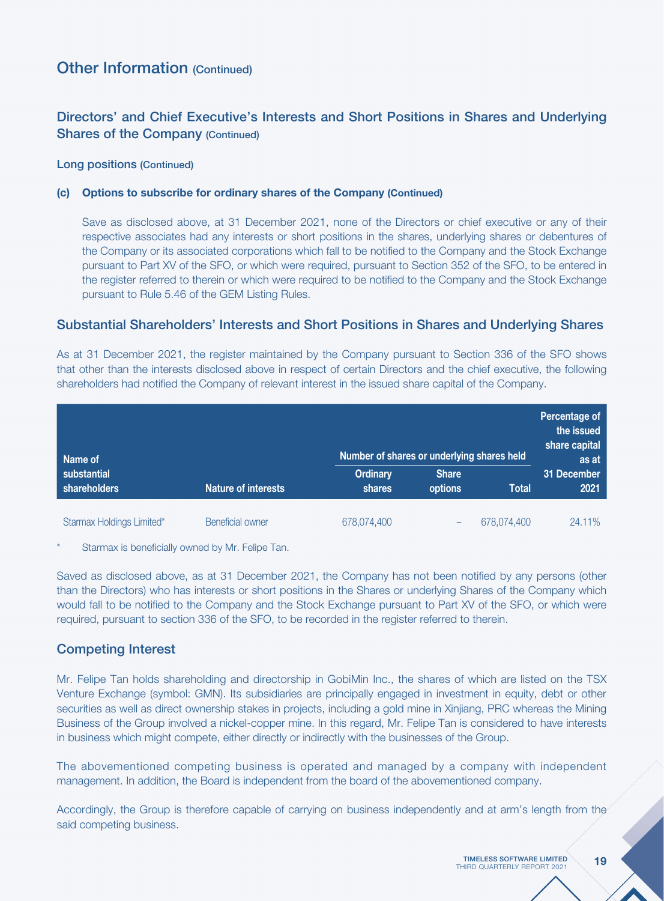# Other Information (Continued)

## Directors' and Chief Executive's Interests and Short Positions in Shares and Underlying Shares of the Company (Continued)

### Long positions (Continued)

#### (c) Options to subscribe for ordinary shares of the Company (Continued)

Save as disclosed above, at 31 December 2021, none of the Directors or chief executive or any of their respective associates had any interests or short positions in the shares, underlying shares or debentures of the Company or its associated corporations which fall to be notified to the Company and the Stock Exchange pursuant to Part XV of the SFO, or which were required, pursuant to Section 352 of the SFO, to be entered in the register referred to therein or which were required to be notified to the Company and the Stock Exchange pursuant to Rule 5.46 of the GEM Listing Rules.

## Substantial Shareholders' Interests and Short Positions in Shares and Underlying Shares

As at 31 December 2021, the register maintained by the Company pursuant to Section 336 of the SFO shows that other than the interests disclosed above in respect of certain Directors and the chief executive, the following shareholders had notified the Company of relevant interest in the issued share capital of the Company.

| Name of substantial shareholders | Nature of interests | Number of shares or underlying shares held | | | Percentage of the issued share capital as at 31 December 2021 |
|---|---|---|---|---|---|
| | | Ordinary shares | Share options | Total | |
| Starmax Holdings Limited* | Beneficial owner | 678,074,400 | – | 678,074,400 | 24.11% |

\* Starmax is beneficially owned by Mr. Felipe Tan.

Saved as disclosed above, as at 31 December 2021, the Company has not been notified by any persons (other than the Directors) who has interests or short positions in the Shares or underlying Shares of the Company which would fall to be notified to the Company and the Stock Exchange pursuant to Part XV of the SFO, or which were required, pursuant to section 336 of the SFO, to be recorded in the register referred to therein.

## Competing Interest

Mr. Felipe Tan holds shareholding and directorship in GobiMin Inc., the shares of which are listed on the TSX Venture Exchange (symbol: GMN). Its subsidiaries are principally engaged in investment in equity, debt or other securities as well as direct ownership stakes in projects, including a gold mine in Xinjiang, PRC whereas the Mining Business of the Group involved a nickel-copper mine. In this regard, Mr. Felipe Tan is considered to have interests in business which might compete, either directly or indirectly with the businesses of the Group.

The abovementioned competing business is operated and managed by a company with independent management. In addition, the Board is independent from the board of the abovementioned company.

Accordingly, the Group is therefore capable of carrying on business independently and at arm's length from the said competing business.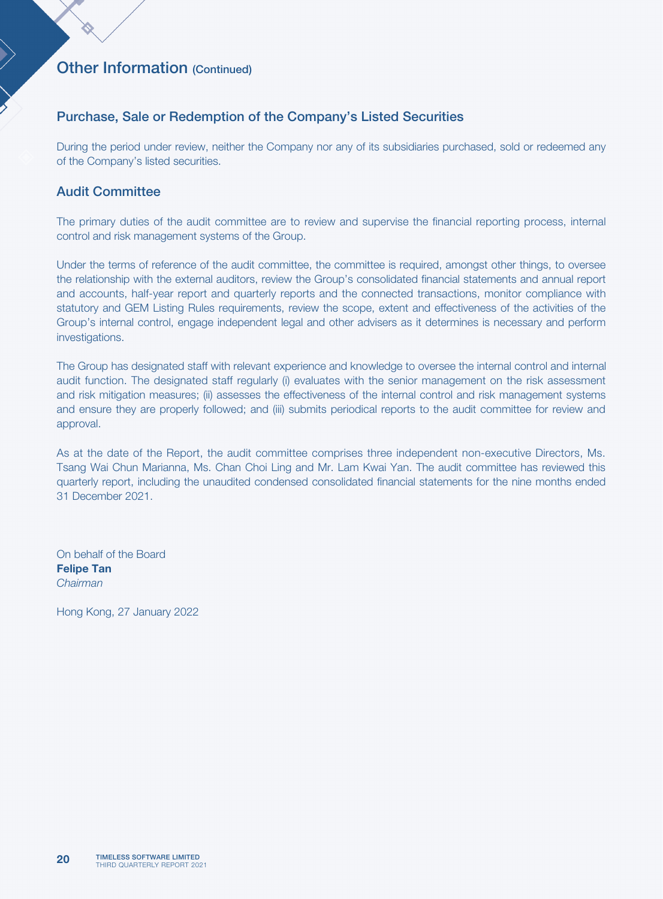# Other Information (Continued)

## Purchase, Sale or Redemption of the Company's Listed Securities

During the period under review, neither the Company nor any of its subsidiaries purchased, sold or redeemed any of the Company's listed securities.

## Audit Committee

The primary duties of the audit committee are to review and supervise the financial reporting process, internal control and risk management systems of the Group.

Under the terms of reference of the audit committee, the committee is required, amongst other things, to oversee the relationship with the external auditors, review the Group's consolidated financial statements and annual report and accounts, half-year report and quarterly reports and the connected transactions, monitor compliance with statutory and GEM Listing Rules requirements, review the scope, extent and effectiveness of the activities of the Group's internal control, engage independent legal and other advisers as it determines is necessary and perform investigations.

The Group has designated staff with relevant experience and knowledge to oversee the internal control and internal audit function. The designated staff regularly (i) evaluates with the senior management on the risk assessment and risk mitigation measures; (ii) assesses the effectiveness of the internal control and risk management systems and ensure they are properly followed; and (iii) submits periodical reports to the audit committee for review and approval.

As at the date of the Report, the audit committee comprises three independent non-executive Directors, Ms. Tsang Wai Chun Marianna, Ms. Chan Choi Ling and Mr. Lam Kwai Yan. The audit committee has reviewed this quarterly report, including the unaudited condensed consolidated financial statements for the nine months ended 31 December 2021.

On behalf of the Board
**Felipe Tan**
*Chairman*

Hong Kong, 27 January 2022